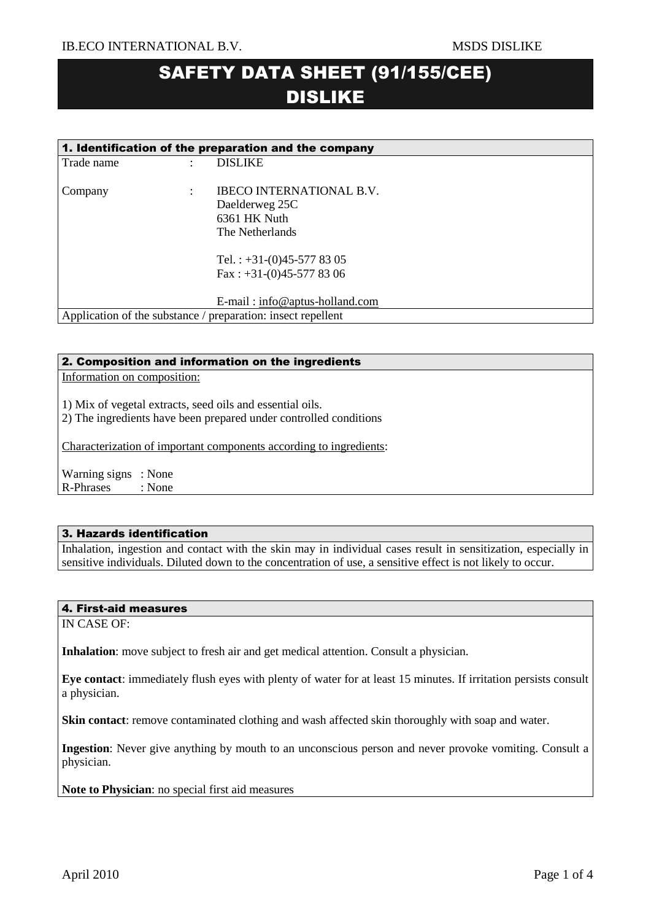# SAFETY DATA SHEET (91/155/CEE)
# DISLIKE

## 1. Identification of the preparation and the company

Trade name : DISLIKE

Company : IBECO INTERNATIONAL B.V.
Daelderweg 25C
6361 HK Nuth
The Netherlands

Tel. : +31-(0)45-577 83 05
Fax : +31-(0)45-577 83 06

E-mail : info@aptus-holland.com

Application of the substance / preparation: insect repellent

## 2. Composition and information on the ingredients

Information on composition:

1) Mix of vegetal extracts, seed oils and essential oils.
2) The ingredients have been prepared under controlled conditions

Characterization of important components according to ingredients:

Warning signs : None
R-Phrases : None

## 3. Hazards identification

Inhalation, ingestion and contact with the skin may in individual cases result in sensitization, especially in sensitive individuals. Diluted down to the concentration of use, a sensitive effect is not likely to occur.

## 4. First-aid measures

IN CASE OF:

**Inhalation**: move subject to fresh air and get medical attention. Consult a physician.

**Eye contact**: immediately flush eyes with plenty of water for at least 15 minutes. If irritation persists consult a physician.

**Skin contact**: remove contaminated clothing and wash affected skin thoroughly with soap and water.

**Ingestion**: Never give anything by mouth to an unconscious person and never provoke vomiting. Consult a physician.

**Note to Physician**: no special first aid measures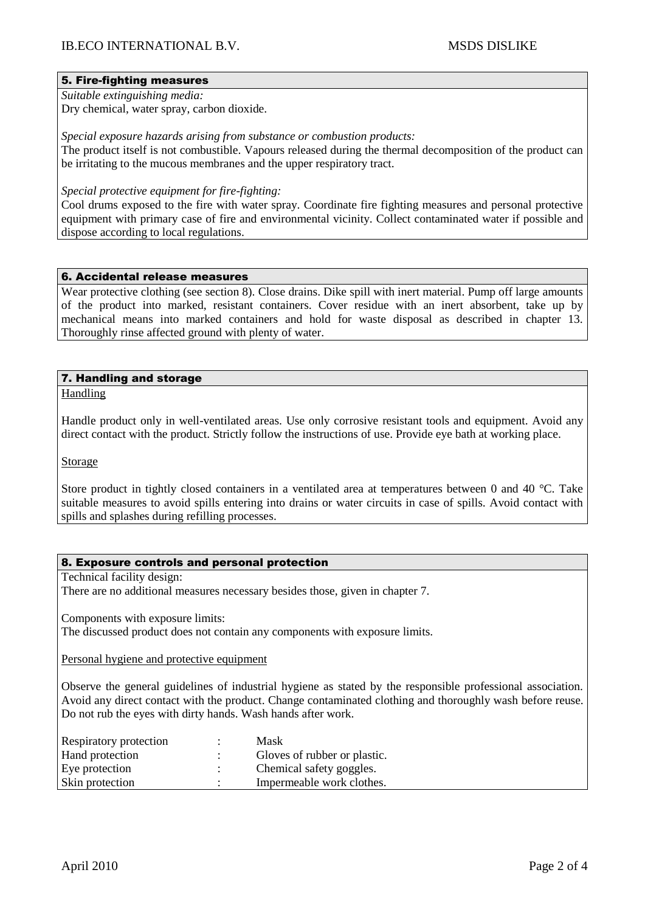## 5. Fire-fighting measures

*Suitable extinguishing media:*
Dry chemical, water spray, carbon dioxide.

*Special exposure hazards arising from substance or combustion products:*
The product itself is not combustible. Vapours released during the thermal decomposition of the product can be irritating to the mucous membranes and the upper respiratory tract.

*Special protective equipment for fire-fighting:*
Cool drums exposed to the fire with water spray. Coordinate fire fighting measures and personal protective equipment with primary case of fire and environmental vicinity. Collect contaminated water if possible and dispose according to local regulations.

## 6. Accidental release measures

Wear protective clothing (see section 8). Close drains. Dike spill with inert material. Pump off large amounts of the product into marked, resistant containers. Cover residue with an inert absorbent, take up by mechanical means into marked containers and hold for waste disposal as described in chapter 13. Thoroughly rinse affected ground with plenty of water.

## 7. Handling and storage

Handling

Handle product only in well-ventilated areas. Use only corrosive resistant tools and equipment. Avoid any direct contact with the product. Strictly follow the instructions of use. Provide eye bath at working place.

Storage

Store product in tightly closed containers in a ventilated area at temperatures between 0 and 40 °C. Take suitable measures to avoid spills entering into drains or water circuits in case of spills. Avoid contact with spills and splashes during refilling processes.

## 8. Exposure controls and personal protection

Technical facility design:
There are no additional measures necessary besides those, given in chapter 7.

Components with exposure limits:
The discussed product does not contain any components with exposure limits.

Personal hygiene and protective equipment

Observe the general guidelines of industrial hygiene as stated by the responsible professional association. Avoid any direct contact with the product. Change contaminated clothing and thoroughly wash before reuse. Do not rub the eyes with dirty hands. Wash hands after work.

| | | |
|---|---|---|
| Respiratory protection | : | Mask |
| Hand protection | : | Gloves of rubber or plastic. |
| Eye protection | : | Chemical safety goggles. |
| Skin protection | : | Impermeable work clothes. |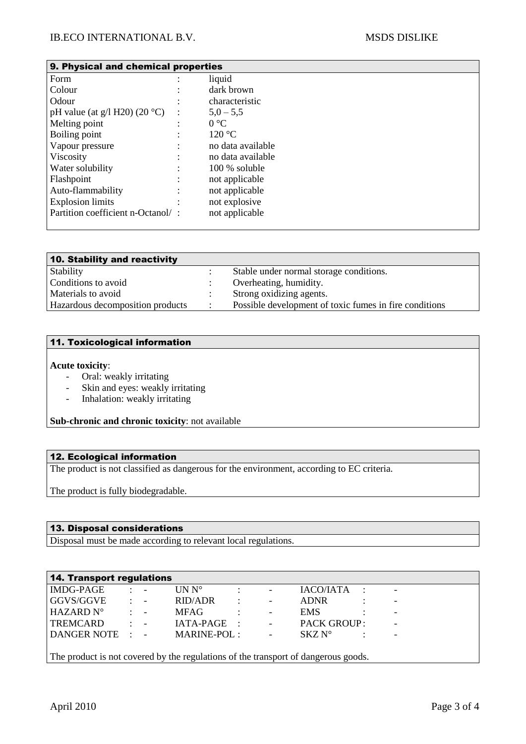## 9. Physical and chemical properties

| | | |
|---|---|---|
| Form | : | liquid |
| Colour | : | dark brown |
| Odour | : | characteristic |
| pH value (at g/l H20) (20 °C) | : | 5,0 – 5,5 |
| Melting point | : | 0 °C |
| Boiling point | : | 120 °C |
| Vapour pressure | : | no data available |
| Viscosity | : | no data available |
| Water solubility | : | 100 % soluble |
| Flashpoint | : | not applicable |
| Auto-flammability | : | not applicable |
| Explosion limits | : | not explosive |
| Partition coefficient n-Octanol/ | : | not applicable |

## 10. Stability and reactivity

| | | |
|---|---|---|
| Stability | : | Stable under normal storage conditions. |
| Conditions to avoid | : | Overheating, humidity. |
| Materials to avoid | : | Strong oxidizing agents. |
| Hazardous decomposition products | : | Possible development of toxic fumes in fire conditions |

## 11. Toxicological information

**Acute toxicity**:

- Oral: weakly irritating
- Skin and eyes: weakly irritating
- Inhalation: weakly irritating

**Sub-chronic and chronic toxicity**: not available

## 12. Ecological information

The product is not classified as dangerous for the environment, according to EC criteria.

The product is fully biodegradable.

## 13. Disposal considerations

Disposal must be made according to relevant local regulations.

## 14. Transport regulations

| | | | | | | | | |
|---|---|---|---|---|---|---|---|---|
| IMDG-PAGE | : | - | UN N° | : | - | IACO/IATA | : | - |
| GGVS/GGVE | : | - | RID/ADR | : | - | ADNR | : | - |
| HAZARD N° | : | - | MFAG | : | - | EMS | : | - |
| TREMCARD | : | - | IATA-PAGE | : | - | PACK GROUP | : | - |
| DANGER NOTE | : | - | MARINE-POL | : | - | SKZ N° | : | - |

The product is not covered by the regulations of the transport of dangerous goods.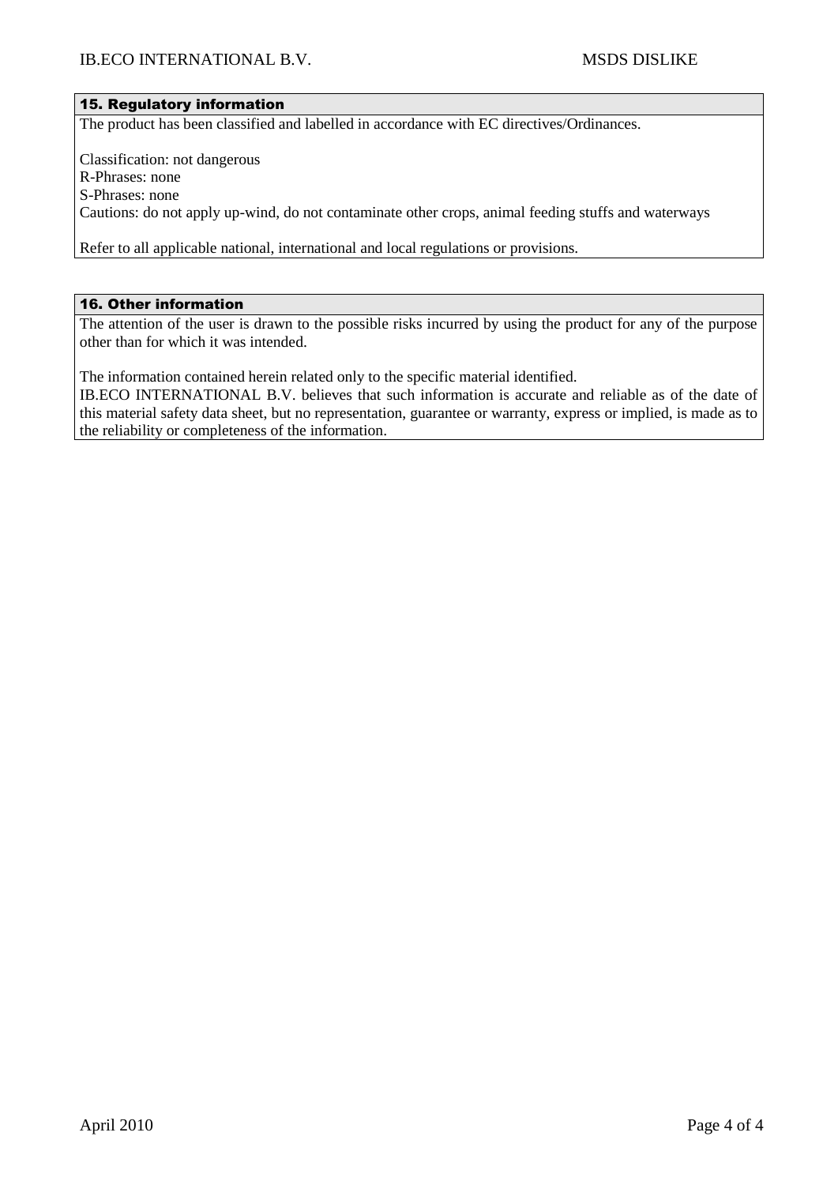## 15. Regulatory information

The product has been classified and labelled in accordance with EC directives/Ordinances.

Classification: not dangerous
R-Phrases: none
S-Phrases: none
Cautions: do not apply up-wind, do not contaminate other crops, animal feeding stuffs and waterways

Refer to all applicable national, international and local regulations or provisions.

## 16. Other information

The attention of the user is drawn to the possible risks incurred by using the product for any of the purpose other than for which it was intended.

The information contained herein related only to the specific material identified.
IB.ECO INTERNATIONAL B.V. believes that such information is accurate and reliable as of the date of this material safety data sheet, but no representation, guarantee or warranty, express or implied, is made as to the reliability or completeness of the information.